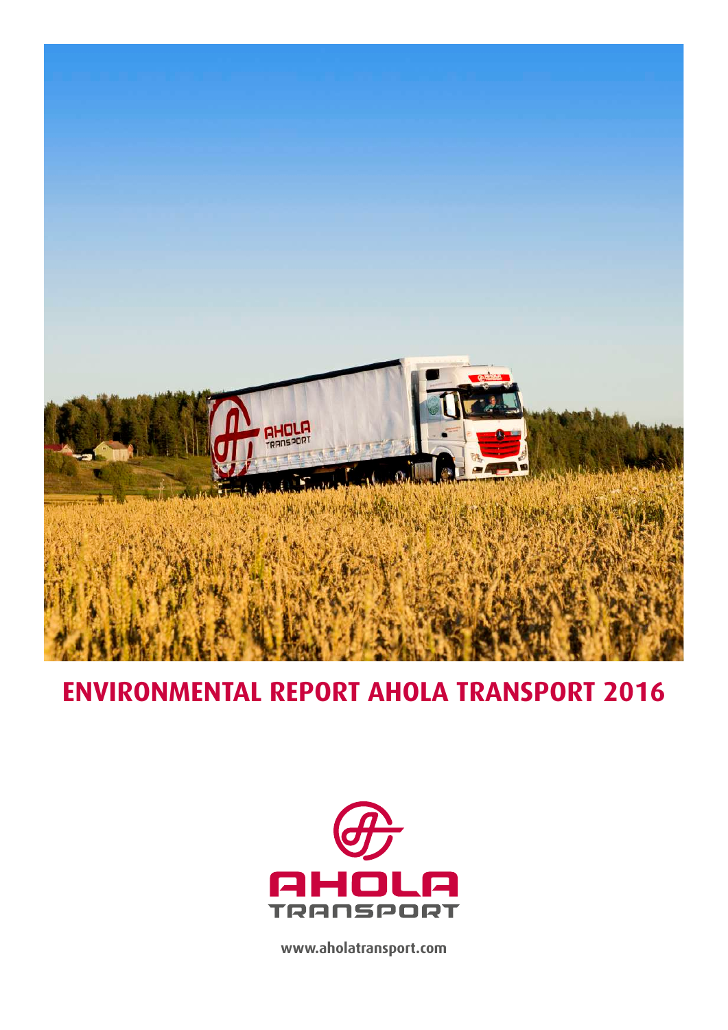# ENVIRONMENTAL REPORT AHOLA TRANSPORT 2016

AHOLA TRANSPORT

www.aholatransport.com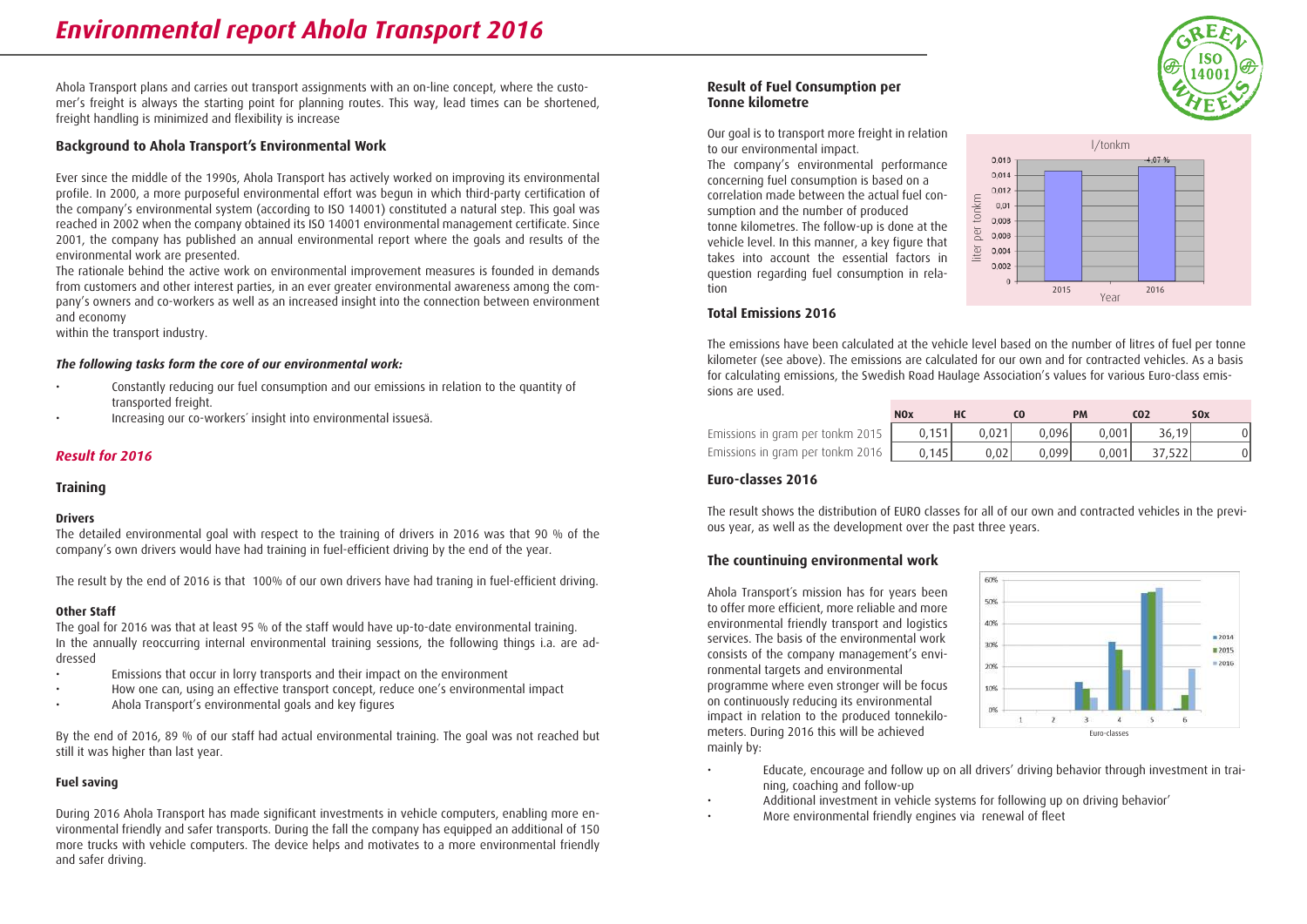# Environmental report Ahola Transport 2016

Ahola Transport plans and carries out transport assignments with an on-line concept, where the customer's freight is always the starting point for planning routes. This way, lead times can be shortened, freight handling is minimized and flexibility is increase

## Background to Ahola Transport's Environmental Work

Ever since the middle of the 1990s, Ahola Transport has actively worked on improving its environmental profile. In 2000, a more purposeful environmental effort was begun in which third-party certification of the company's environmental system (according to ISO 14001) constituted a natural step. This goal was reached in 2002 when the company obtained its ISO 14001 environmental management certificate. Since 2001, the company has published an annual environmental report where the goals and results of the environmental work are presented.

The rationale behind the active work on environmental improvement measures is founded in demands from customers and other interest parties, in an ever greater environmental awareness among the company's owners and co-workers as well as an increased insight into the connection between environment and economy within the transport industry.

***The following tasks form the core of our environmental work:***

- Constantly reducing our fuel consumption and our emissions in relation to the quantity of transported freight.
- Increasing our co-workers´ insight into environmental issuesä.

## *Result for 2016*

### Training

#### Drivers

The detailed environmental goal with respect to the training of drivers in 2016 was that 90 % of the company's own drivers would have had training in fuel-efficient driving by the end of the year.

The result by the end of 2016 is that 100% of our own drivers have had traning in fuel-efficient driving.

#### Other Staff

The goal for 2016 was that at least 95 % of the staff would have up-to-date environmental training.
In the annually reoccurring internal environmental training sessions, the following things i.a. are addressed

- Emissions that occur in lorry transports and their impact on the environment
- How one can, using an effective transport concept, reduce one's environmental impact
- Ahola Transport's environmental goals and key figures

By the end of 2016, 89 % of our staff had actual environmental training. The goal was not reached but still it was higher than last year.

#### Fuel saving

During 2016 Ahola Transport has made significant investments in vehicle computers, enabling more environmental friendly and safer transports. During the fall the company has equipped an additional of 150 more trucks with vehicle computers. The device helps and motivates to a more environmental friendly and safer driving.

### Result of Fuel Consumption per Tonne kilometre

Our goal is to transport more freight in relation to our environmental impact.
The company's environmental performance concerning fuel consumption is based on a correlation made between the actual fuel consumption and the number of produced tonne kilometres. The follow-up is done at the vehicle level. In this manner, a key figure that takes into account the essential factors in question regarding fuel consumption in relation

### Total Emissions 2016

The emissions have been calculated at the vehicle level based on the number of litres of fuel per tonne kilometer (see above). The emissions are calculated for our own and for contracted vehicles. As a basis for calculating emissions, the Swedish Road Haulage Association's values for various Euro-class emissions are used.

| | NOx | HC | CO | PM | CO2 | SOx |
|---|---|---|---|---|---|---|
| Emissions in gram per tonkm 2015 | 0,151 | 0,021 | 0,096 | 0,001 | 36,19 | 0 |
| Emissions in gram per tonkm 2016 | 0,145 | 0,02 | 0,099 | 0,001 | 37,522 | 0 |

### Euro-classes 2016

The result shows the distribution of EURO classes for all of our own and contracted vehicles in the previous year, as well as the development over the past three years.

### The countinuing environmental work

Ahola Transport´s mission has for years been to offer more efficient, more reliable and more environmental friendly transport and logistics services. The basis of the environmental work consists of the company management's environmental targets and environmental programme where even stronger will be focus on continuously reducing its environmental impact in relation to the produced tonnekilometers. During 2016 this will be achieved mainly by:

- Educate, encourage and follow up on all drivers' driving behavior through investment in training, coaching and follow-up
- Additional investment in vehicle systems for following up on driving behavior'
- More environmental friendly engines via renewal of fleet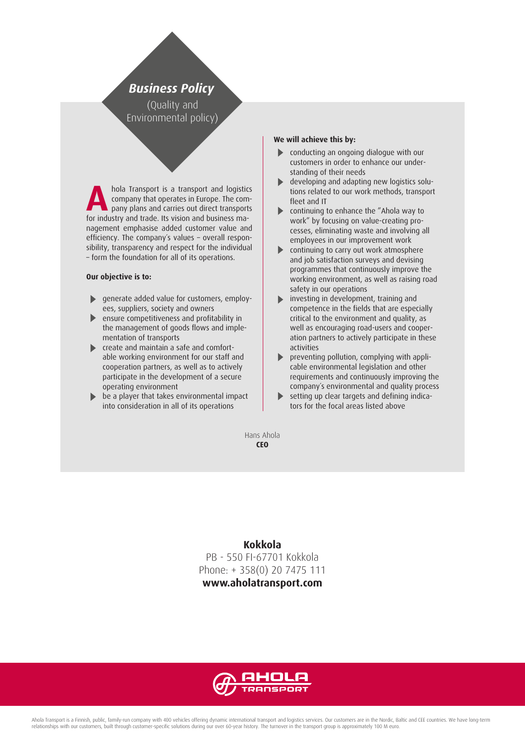# *Business Policy*

(Quality and Environmental policy)

Ahola Transport is a transport and logistics company that operates in Europe. The company plans and carries out direct transports for industry and trade. Its vision and business management emphasise added customer value and efficiency. The company's values – overall responsibility, transparency and respect for the individual – form the foundation for all of its operations.

**Our objective is to:**

- generate added value for customers, employees, suppliers, society and owners
- ensure competitiveness and profitability in the management of goods flows and implementation of transports
- create and maintain a safe and comfortable working environment for our staff and cooperation partners, as well as to actively participate in the development of a secure operating environment
- be a player that takes environmental impact into consideration in all of its operations

**We will achieve this by:**

- conducting an ongoing dialogue with our customers in order to enhance our understanding of their needs
- developing and adapting new logistics solutions related to our work methods, transport fleet and IT
- continuing to enhance the "Ahola way to work" by focusing on value-creating processes, eliminating waste and involving all employees in our improvement work
- continuing to carry out work atmosphere and job satisfaction surveys and devising programmes that continuously improve the working environment, as well as raising road safety in our operations
- investing in development, training and competence in the fields that are especially critical to the environment and quality, as well as encouraging road-users and cooperation partners to actively participate in these activities
- preventing pollution, complying with applicable environmental legislation and other requirements and continuously improving the company's environmental and quality process
- setting up clear targets and defining indicators for the focal areas listed above

Hans Ahola
**CEO**

**Kokkola**
PB - 550 FI-67701 Kokkola
Phone: + 358(0) 20 7475 111
**www.aholatransport.com**

AHOLA TRANSPORT

Ahola Transport is a Finnish, public, family-run company with 400 vehicles offering dynamic international transport and logistics services. Our customers are in the Nordic, Baltic and CEE countries. We have long-term relationships with our customers, built through customer-specific solutions during our over 60-year history. The turnover in the transport group is approximately 100 M euro.